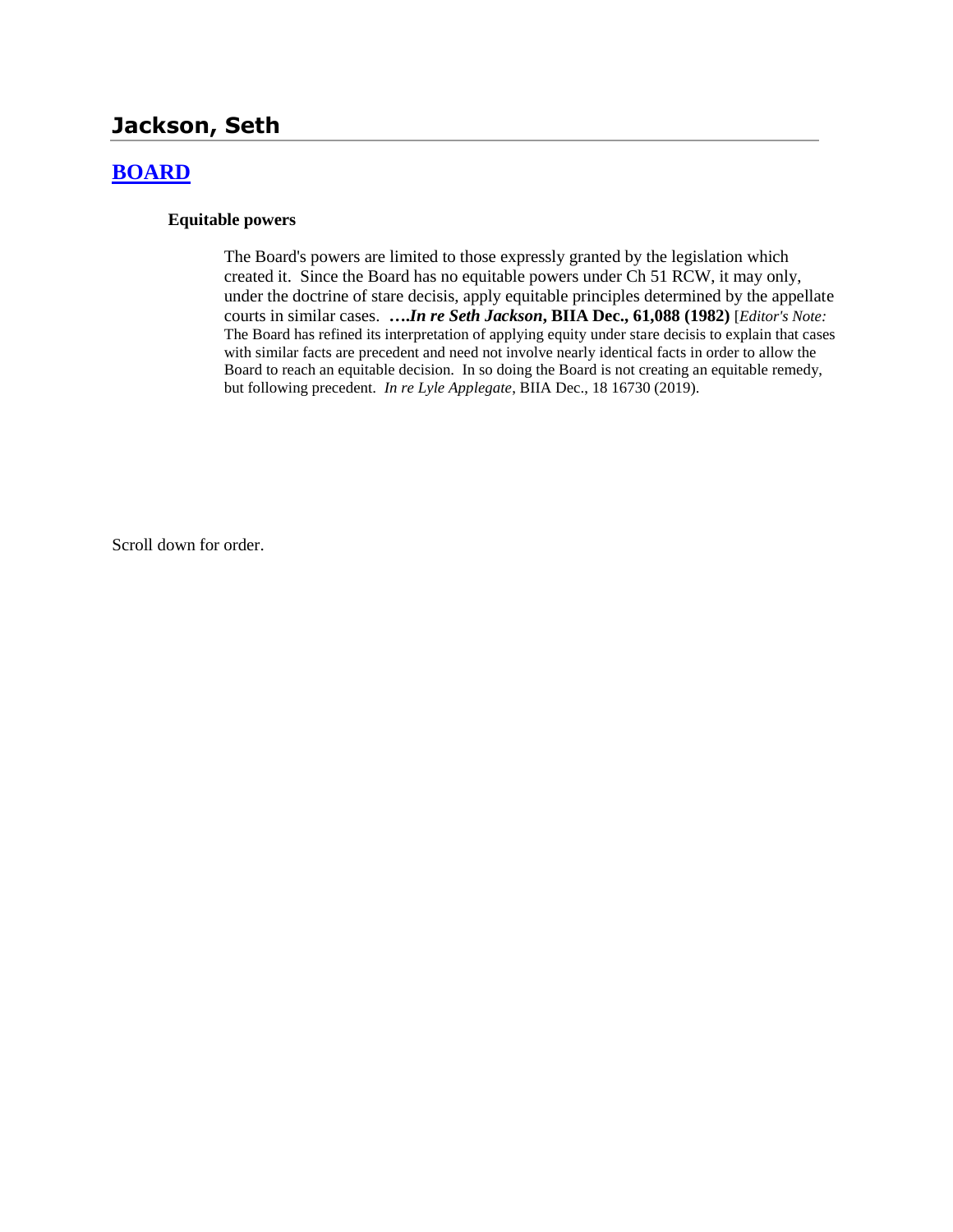# Jackson, Seth

## [BOARD]

### Equitable powers

The Board's powers are limited to those expressly granted by the legislation which created it. Since the Board has no equitable powers under Ch 51 RCW, it may only, under the doctrine of stare decisis, apply equitable principles determined by the appellate courts in similar cases. **….*In re Seth Jackson*, BIIA Dec., 61,088 (1982)** [*Editor's Note:* The Board has refined its interpretation of applying equity under stare decisis to explain that cases with similar facts are precedent and need not involve nearly identical facts in order to allow the Board to reach an equitable decision. In so doing the Board is not creating an equitable remedy, but following precedent. *In re Lyle Applegate*, BIIA Dec., 18 16730 (2019).

Scroll down for order.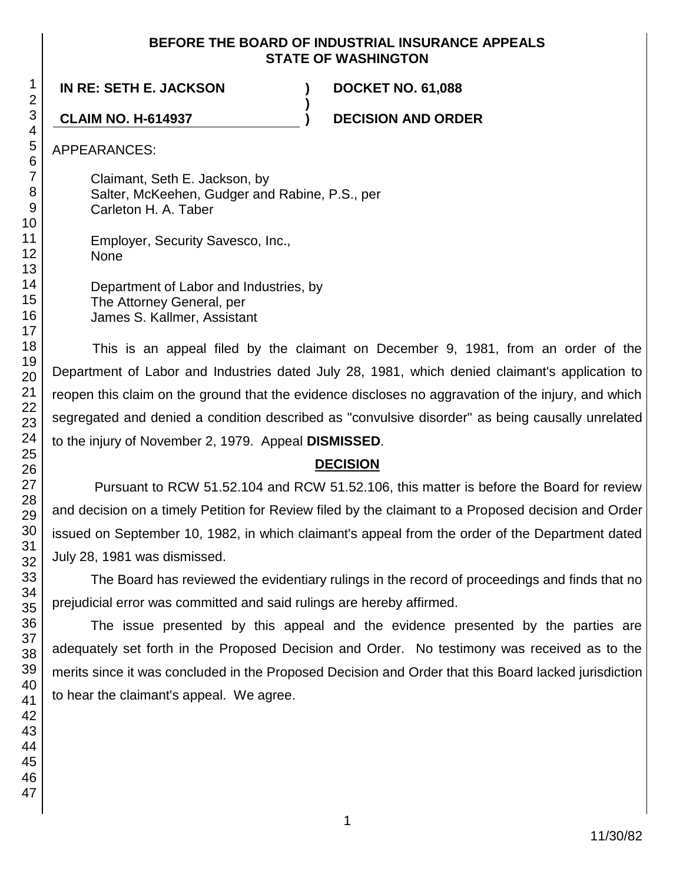**BEFORE THE BOARD OF INDUSTRIAL INSURANCE APPEALS**
**STATE OF WASHINGTON**

**IN RE: SETH E. JACKSON** ) **DOCKET NO. 61,088**
)
**CLAIM NO. H-614937** ) **DECISION AND ORDER**

APPEARANCES:

Claimant, Seth E. Jackson, by
Salter, McKeehen, Gudger and Rabine, P.S., per
Carleton H. A. Taber

Employer, Security Savesco, Inc.,
None

Department of Labor and Industries, by
The Attorney General, per
James S. Kallmer, Assistant

This is an appeal filed by the claimant on December 9, 1981, from an order of the Department of Labor and Industries dated July 28, 1981, which denied claimant's application to reopen this claim on the ground that the evidence discloses no aggravation of the injury, and which segregated and denied a condition described as "convulsive disorder" as being causally unrelated to the injury of November 2, 1979. Appeal **DISMISSED**.

## DECISION

Pursuant to RCW 51.52.104 and RCW 51.52.106, this matter is before the Board for review and decision on a timely Petition for Review filed by the claimant to a Proposed decision and Order issued on September 10, 1982, in which claimant's appeal from the order of the Department dated July 28, 1981 was dismissed.

The Board has reviewed the evidentiary rulings in the record of proceedings and finds that no prejudicial error was committed and said rulings are hereby affirmed.

The issue presented by this appeal and the evidence presented by the parties are adequately set forth in the Proposed Decision and Order. No testimony was received as to the merits since it was concluded in the Proposed Decision and Order that this Board lacked jurisdiction to hear the claimant's appeal. We agree.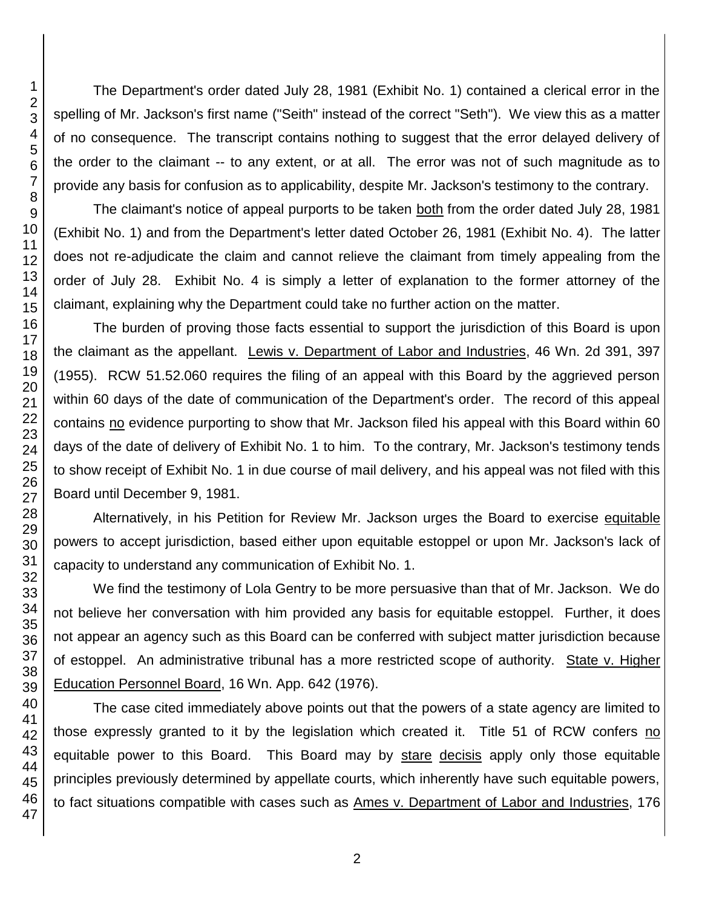The Department's order dated July 28, 1981 (Exhibit No. 1) contained a clerical error in the spelling of Mr. Jackson's first name ("Seith" instead of the correct "Seth"). We view this as a matter of no consequence. The transcript contains nothing to suggest that the error delayed delivery of the order to the claimant -- to any extent, or at all. The error was not of such magnitude as to provide any basis for confusion as to applicability, despite Mr. Jackson's testimony to the contrary.

The claimant's notice of appeal purports to be taken both from the order dated July 28, 1981 (Exhibit No. 1) and from the Department's letter dated October 26, 1981 (Exhibit No. 4). The latter does not re-adjudicate the claim and cannot relieve the claimant from timely appealing from the order of July 28. Exhibit No. 4 is simply a letter of explanation to the former attorney of the claimant, explaining why the Department could take no further action on the matter.

The burden of proving those facts essential to support the jurisdiction of this Board is upon the claimant as the appellant. Lewis v. Department of Labor and Industries, 46 Wn. 2d 391, 397 (1955). RCW 51.52.060 requires the filing of an appeal with this Board by the aggrieved person within 60 days of the date of communication of the Department's order. The record of this appeal contains no evidence purporting to show that Mr. Jackson filed his appeal with this Board within 60 days of the date of delivery of Exhibit No. 1 to him. To the contrary, Mr. Jackson's testimony tends to show receipt of Exhibit No. 1 in due course of mail delivery, and his appeal was not filed with this Board until December 9, 1981.

Alternatively, in his Petition for Review Mr. Jackson urges the Board to exercise equitable powers to accept jurisdiction, based either upon equitable estoppel or upon Mr. Jackson's lack of capacity to understand any communication of Exhibit No. 1.

We find the testimony of Lola Gentry to be more persuasive than that of Mr. Jackson. We do not believe her conversation with him provided any basis for equitable estoppel. Further, it does not appear an agency such as this Board can be conferred with subject matter jurisdiction because of estoppel. An administrative tribunal has a more restricted scope of authority. State v. Higher Education Personnel Board, 16 Wn. App. 642 (1976).

The case cited immediately above points out that the powers of a state agency are limited to those expressly granted to it by the legislation which created it. Title 51 of RCW confers no equitable power to this Board. This Board may by stare decisis apply only those equitable principles previously determined by appellate courts, which inherently have such equitable powers, to fact situations compatible with cases such as Ames v. Department of Labor and Industries, 176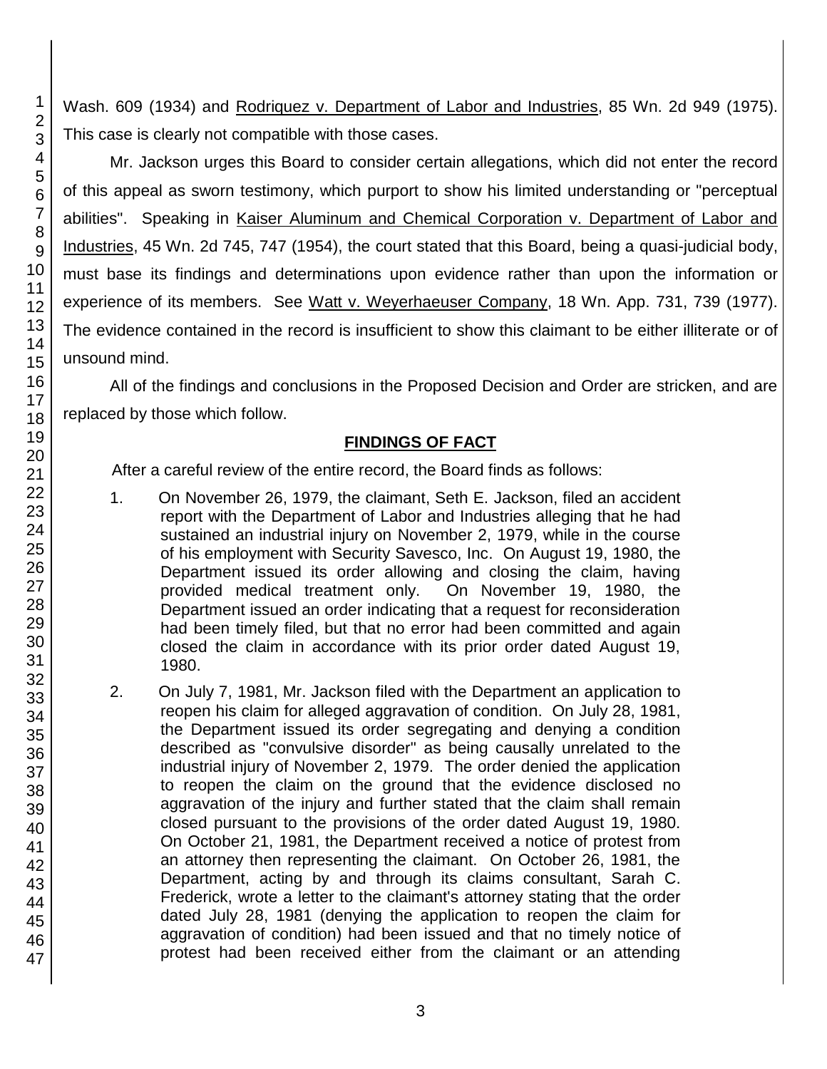Wash. 609 (1934) and Rodriquez v. Department of Labor and Industries, 85 Wn. 2d 949 (1975). This case is clearly not compatible with those cases.

Mr. Jackson urges this Board to consider certain allegations, which did not enter the record of this appeal as sworn testimony, which purport to show his limited understanding or "perceptual abilities". Speaking in Kaiser Aluminum and Chemical Corporation v. Department of Labor and Industries, 45 Wn. 2d 745, 747 (1954), the court stated that this Board, being a quasi-judicial body, must base its findings and determinations upon evidence rather than upon the information or experience of its members. See Watt v. Weyerhaeuser Company, 18 Wn. App. 731, 739 (1977). The evidence contained in the record is insufficient to show this claimant to be either illiterate or of unsound mind.

All of the findings and conclusions in the Proposed Decision and Order are stricken, and are replaced by those which follow.

## FINDINGS OF FACT

After a careful review of the entire record, the Board finds as follows:

1. On November 26, 1979, the claimant, Seth E. Jackson, filed an accident report with the Department of Labor and Industries alleging that he had sustained an industrial injury on November 2, 1979, while in the course of his employment with Security Savesco, Inc. On August 19, 1980, the Department issued its order allowing and closing the claim, having provided medical treatment only. On November 19, 1980, the Department issued an order indicating that a request for reconsideration had been timely filed, but that no error had been committed and again closed the claim in accordance with its prior order dated August 19, 1980.

2. On July 7, 1981, Mr. Jackson filed with the Department an application to reopen his claim for alleged aggravation of condition. On July 28, 1981, the Department issued its order segregating and denying a condition described as "convulsive disorder" as being causally unrelated to the industrial injury of November 2, 1979. The order denied the application to reopen the claim on the ground that the evidence disclosed no aggravation of the injury and further stated that the claim shall remain closed pursuant to the provisions of the order dated August 19, 1980. On October 21, 1981, the Department received a notice of protest from an attorney then representing the claimant. On October 26, 1981, the Department, acting by and through its claims consultant, Sarah C. Frederick, wrote a letter to the claimant's attorney stating that the order dated July 28, 1981 (denying the application to reopen the claim for aggravation of condition) had been issued and that no timely notice of protest had been received either from the claimant or an attending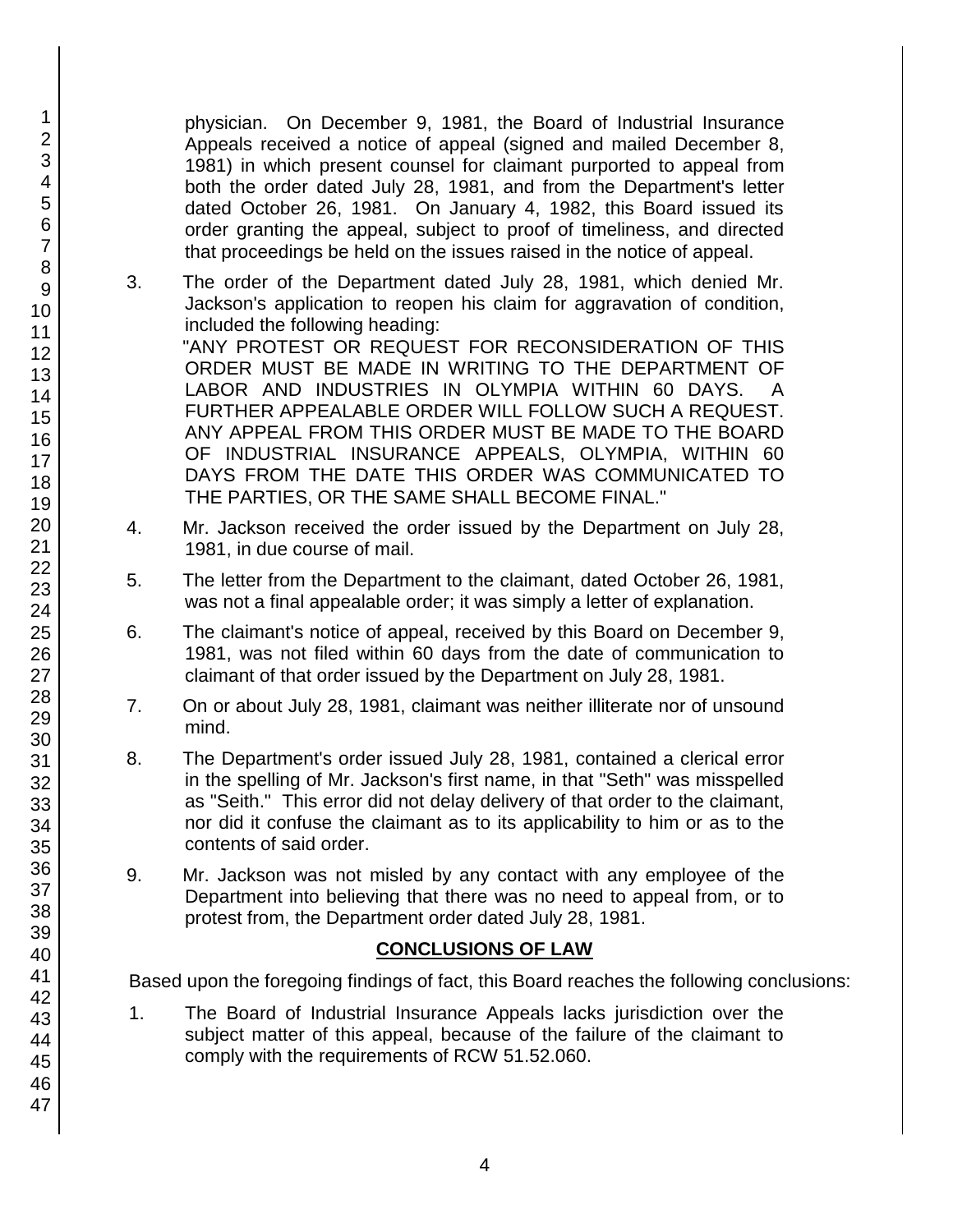physician. On December 9, 1981, the Board of Industrial Insurance Appeals received a notice of appeal (signed and mailed December 8, 1981) in which present counsel for claimant purported to appeal from both the order dated July 28, 1981, and from the Department's letter dated October 26, 1981. On January 4, 1982, this Board issued its order granting the appeal, subject to proof of timeliness, and directed that proceedings be held on the issues raised in the notice of appeal.

3. The order of the Department dated July 28, 1981, which denied Mr. Jackson's application to reopen his claim for aggravation of condition, included the following heading:

   "ANY PROTEST OR REQUEST FOR RECONSIDERATION OF THIS ORDER MUST BE MADE IN WRITING TO THE DEPARTMENT OF LABOR AND INDUSTRIES IN OLYMPIA WITHIN 60 DAYS. A FURTHER APPEALABLE ORDER WILL FOLLOW SUCH A REQUEST. ANY APPEAL FROM THIS ORDER MUST BE MADE TO THE BOARD OF INDUSTRIAL INSURANCE APPEALS, OLYMPIA, WITHIN 60 DAYS FROM THE DATE THIS ORDER WAS COMMUNICATED TO THE PARTIES, OR THE SAME SHALL BECOME FINAL."

4. Mr. Jackson received the order issued by the Department on July 28, 1981, in due course of mail.

5. The letter from the Department to the claimant, dated October 26, 1981, was not a final appealable order; it was simply a letter of explanation.

6. The claimant's notice of appeal, received by this Board on December 9, 1981, was not filed within 60 days from the date of communication to claimant of that order issued by the Department on July 28, 1981.

7. On or about July 28, 1981, claimant was neither illiterate nor of unsound mind.

8. The Department's order issued July 28, 1981, contained a clerical error in the spelling of Mr. Jackson's first name, in that "Seth" was misspelled as "Seith." This error did not delay delivery of that order to the claimant, nor did it confuse the claimant as to its applicability to him or as to the contents of said order.

9. Mr. Jackson was not misled by any contact with any employee of the Department into believing that there was no need to appeal from, or to protest from, the Department order dated July 28, 1981.

## CONCLUSIONS OF LAW

Based upon the foregoing findings of fact, this Board reaches the following conclusions:

1. The Board of Industrial Insurance Appeals lacks jurisdiction over the subject matter of this appeal, because of the failure of the claimant to comply with the requirements of RCW 51.52.060.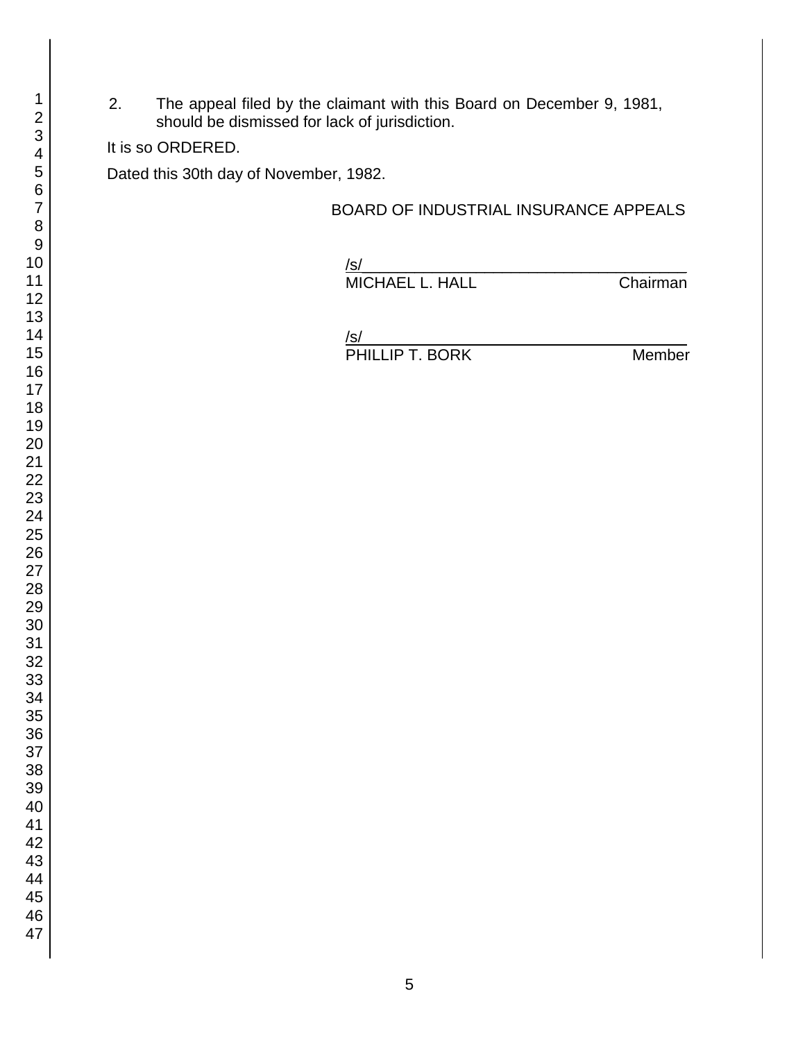2. The appeal filed by the claimant with this Board on December 9, 1981, should be dismissed for lack of jurisdiction.

It is so ORDERED.

Dated this 30th day of November, 1982.

BOARD OF INDUSTRIAL INSURANCE APPEALS

/s/
MICHAEL L. HALL Chairman

/s/
PHILLIP T. BORK Member